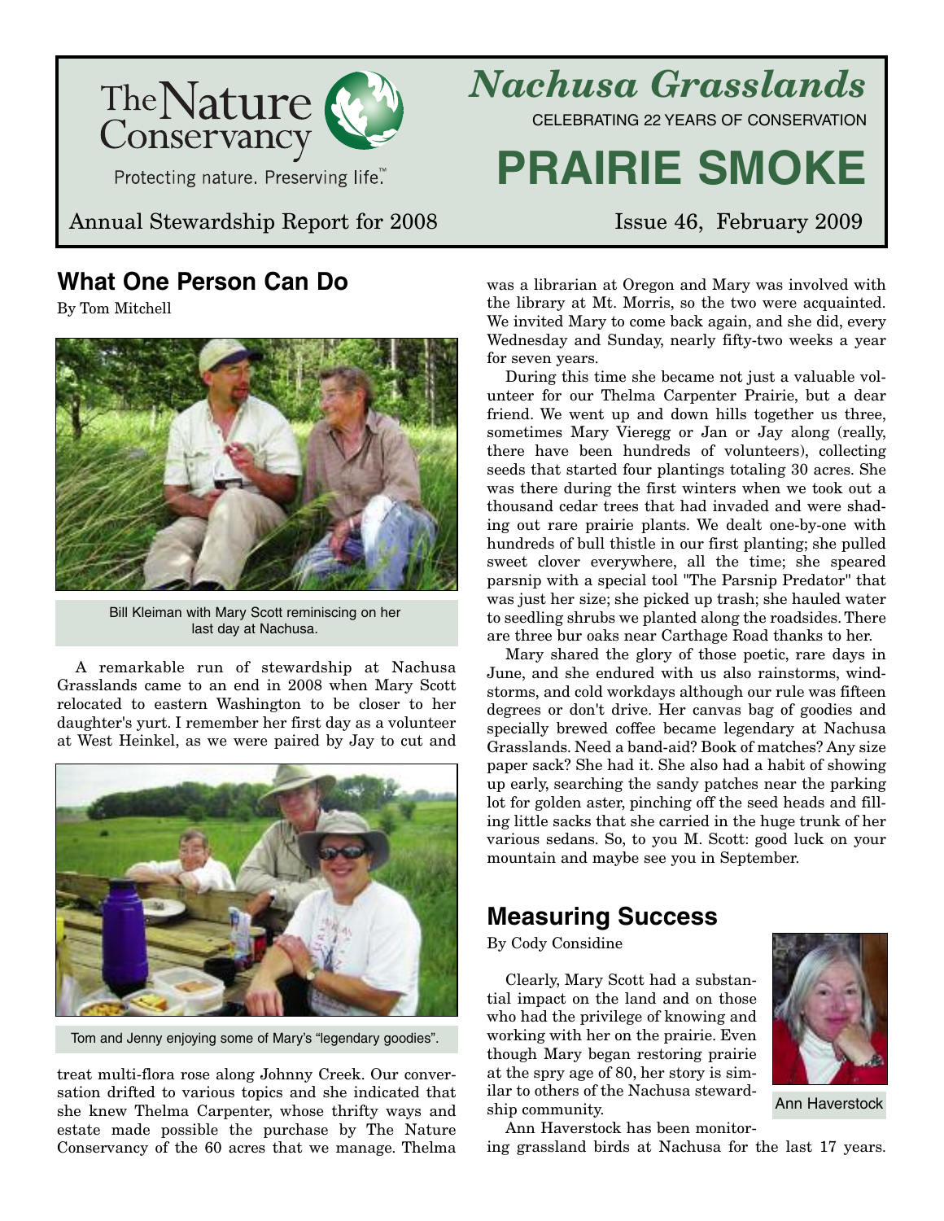The Nature Conservancy

Protecting nature. Preserving life.™

# *Nachusa Grasslands*

CELEBRATING 22 YEARS OF CONSERVATION

# PRAIRIE SMOKE

Annual Stewardship Report for 2008

Issue 46, February 2009

## What One Person Can Do

By Tom Mitchell

Bill Kleiman with Mary Scott reminiscing on her last day at Nachusa.

A remarkable run of stewardship at Nachusa Grasslands came to an end in 2008 when Mary Scott relocated to eastern Washington to be closer to her daughter's yurt. I remember her first day as a volunteer at West Heinkel, as we were paired by Jay to cut and treat multi-flora rose along Johnny Creek. Our conversation drifted to various topics and she indicated that she knew Thelma Carpenter, whose thrifty ways and estate made possible the purchase by The Nature Conservancy of the 60 acres that we manage. Thelma was a librarian at Oregon and Mary was involved with the library at Mt. Morris, so the two were acquainted. We invited Mary to come back again, and she did, every Wednesday and Sunday, nearly fifty-two weeks a year for seven years.

Tom and Jenny enjoying some of Mary's "legendary goodies".

During this time she became not just a valuable volunteer for our Thelma Carpenter Prairie, but a dear friend. We went up and down hills together us three, sometimes Mary Vieregg or Jan or Jay along (really, there have been hundreds of volunteers), collecting seeds that started four plantings totaling 30 acres. She was there during the first winters when we took out a thousand cedar trees that had invaded and were shading out rare prairie plants. We dealt one-by-one with hundreds of bull thistle in our first planting; she pulled sweet clover everywhere, all the time; she speared parsnip with a special tool "The Parsnip Predator" that was just her size; she picked up trash; she hauled water to seedling shrubs we planted along the roadsides. There are three bur oaks near Carthage Road thanks to her.

Mary shared the glory of those poetic, rare days in June, and she endured with us also rainstorms, windstorms, and cold workdays although our rule was fifteen degrees or don't drive. Her canvas bag of goodies and specially brewed coffee became legendary at Nachusa Grasslands. Need a band-aid? Book of matches? Any size paper sack? She had it. She also had a habit of showing up early, searching the sandy patches near the parking lot for golden aster, pinching off the seed heads and filling little sacks that she carried in the huge trunk of her various sedans. So, to you M. Scott: good luck on your mountain and maybe see you in September.

## Measuring Success

By Cody Considine

Ann Haverstock

Clearly, Mary Scott had a substantial impact on the land and on those who had the privilege of knowing and working with her on the prairie. Even though Mary began restoring prairie at the spry age of 80, her story is similar to others of the Nachusa stewardship community.

Ann Haverstock has been monitoring grassland birds at Nachusa for the last 17 years.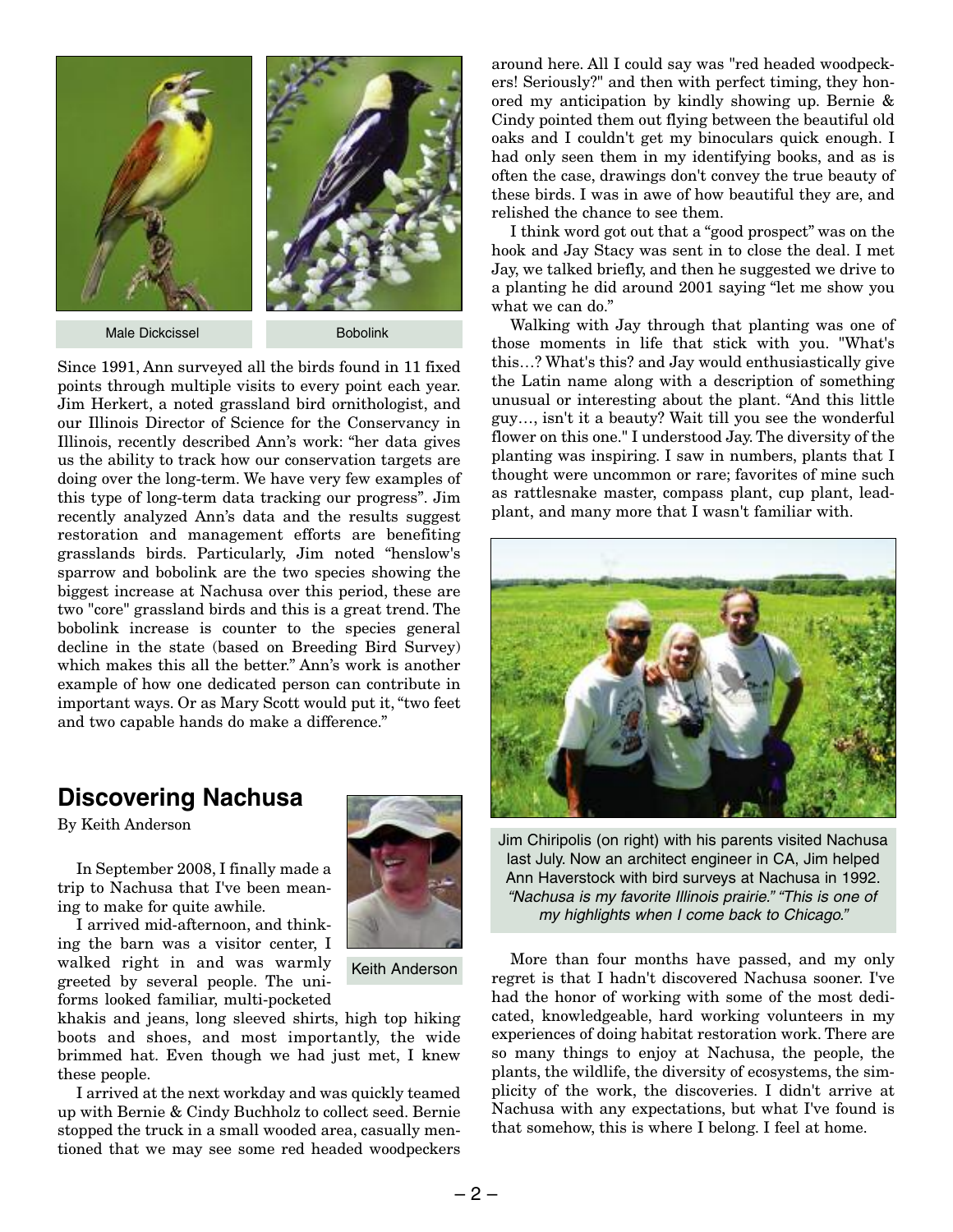Male Dickcissel

Bobolink

Since 1991, Ann surveyed all the birds found in 11 fixed points through multiple visits to every point each year. Jim Herkert, a noted grassland bird ornithologist, and our Illinois Director of Science for the Conservancy in Illinois, recently described Ann's work: "her data gives us the ability to track how our conservation targets are doing over the long-term. We have very few examples of this type of long-term data tracking our progress". Jim recently analyzed Ann's data and the results suggest restoration and management efforts are benefiting grasslands birds. Particularly, Jim noted "henslow's sparrow and bobolink are the two species showing the biggest increase at Nachusa over this period, these are two "core" grassland birds and this is a great trend. The bobolink increase is counter to the species general decline in the state (based on Breeding Bird Survey) which makes this all the better." Ann's work is another example of how one dedicated person can contribute in important ways. Or as Mary Scott would put it, "two feet and two capable hands do make a difference."

## Discovering Nachusa

By Keith Anderson

Keith Anderson

In September 2008, I finally made a trip to Nachusa that I've been meaning to make for quite awhile.

I arrived mid-afternoon, and thinking the barn was a visitor center, I walked right in and was warmly greeted by several people. The uniforms looked familiar, multi-pocketed khakis and jeans, long sleeved shirts, high top hiking boots and shoes, and most importantly, the wide brimmed hat. Even though we had just met, I knew these people.

I arrived at the next workday and was quickly teamed up with Bernie & Cindy Buchholz to collect seed. Bernie stopped the truck in a small wooded area, casually mentioned that we may see some red headed woodpeckers around here. All I could say was "red headed woodpeckers! Seriously?" and then with perfect timing, they honored my anticipation by kindly showing up. Bernie & Cindy pointed them out flying between the beautiful old oaks and I couldn't get my binoculars quick enough. I had only seen them in my identifying books, and as is often the case, drawings don't convey the true beauty of these birds. I was in awe of how beautiful they are, and relished the chance to see them.

I think word got out that a "good prospect" was on the hook and Jay Stacy was sent in to close the deal. I met Jay, we talked briefly, and then he suggested we drive to a planting he did around 2001 saying "let me show you what we can do."

Walking with Jay through that planting was one of those moments in life that stick with you. "What's this…? What's this? and Jay would enthusiastically give the Latin name along with a description of something unusual or interesting about the plant. "And this little guy…, isn't it a beauty? Wait till you see the wonderful flower on this one." I understood Jay. The diversity of the planting was inspiring. I saw in numbers, plants that I thought were uncommon or rare; favorites of mine such as rattlesnake master, compass plant, cup plant, leadplant, and many more that I wasn't familiar with.

Jim Chiripolis (on right) with his parents visited Nachusa last July. Now an architect engineer in CA, Jim helped Ann Haverstock with bird surveys at Nachusa in 1992. *"Nachusa is my favorite Illinois prairie." "This is one of my highlights when I come back to Chicago."*

More than four months have passed, and my only regret is that I hadn't discovered Nachusa sooner. I've had the honor of working with some of the most dedicated, knowledgeable, hard working volunteers in my experiences of doing habitat restoration work. There are so many things to enjoy at Nachusa, the people, the plants, the wildlife, the diversity of ecosystems, the simplicity of the work, the discoveries. I didn't arrive at Nachusa with any expectations, but what I've found is that somehow, this is where I belong. I feel at home.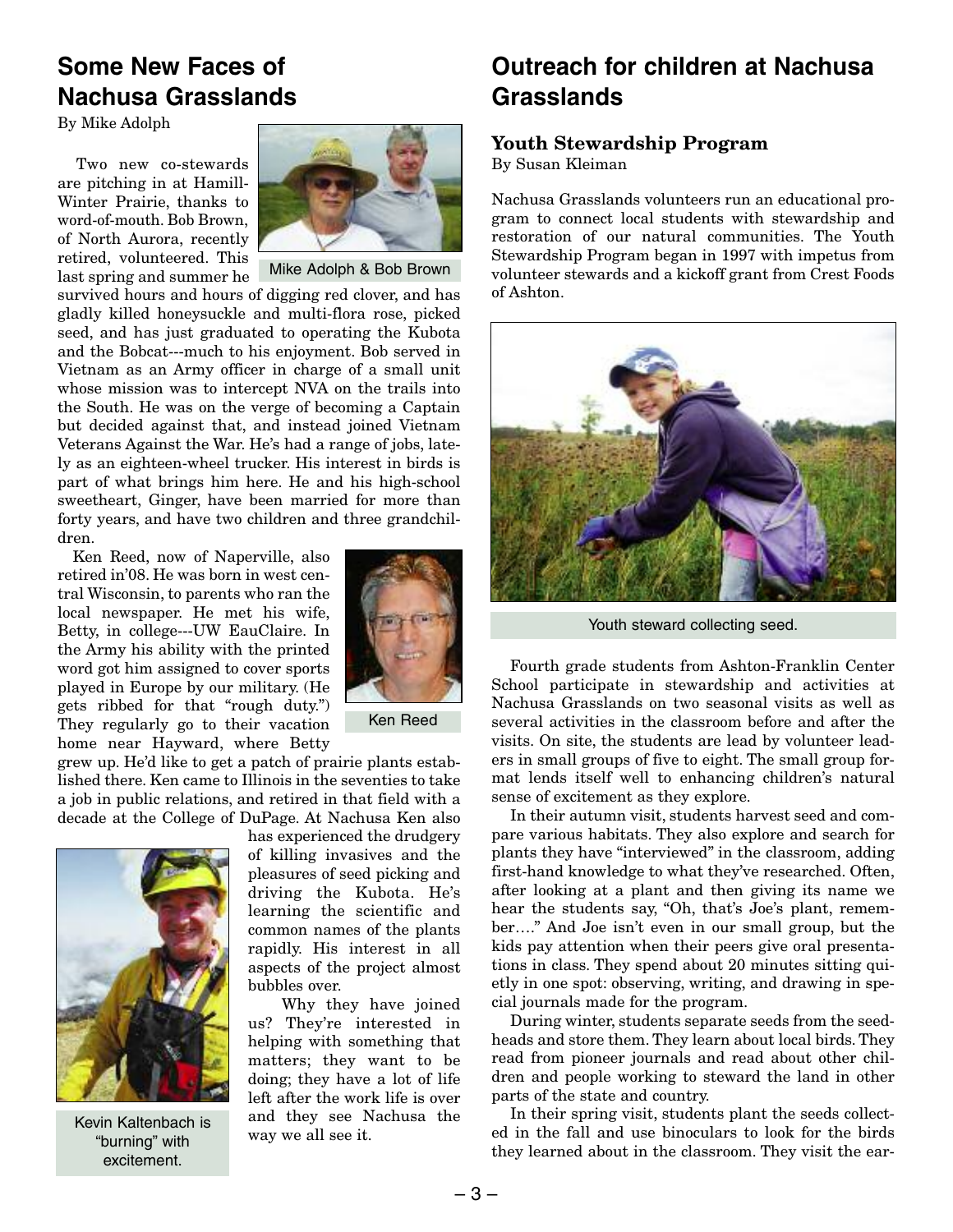## Some New Faces of Nachusa Grasslands

By Mike Adolph

Two new co-stewards are pitching in at Hamill-Winter Prairie, thanks to word-of-mouth. Bob Brown, of North Aurora, recently retired, volunteered. This last spring and summer he survived hours and hours of digging red clover, and has gladly killed honeysuckle and multi-flora rose, picked seed, and has just graduated to operating the Kubota and the Bobcat---much to his enjoyment. Bob served in Vietnam as an Army officer in charge of a small unit whose mission was to intercept NVA on the trails into the South. He was on the verge of becoming a Captain but decided against that, and instead joined Vietnam Veterans Against the War. He's had a range of jobs, lately as an eighteen-wheel trucker. His interest in birds is part of what brings him here. He and his high-school sweetheart, Ginger, have been married for more than forty years, and have two children and three grandchildren.

Mike Adolph & Bob Brown

Ken Reed, now of Naperville, also retired in'08. He was born in west central Wisconsin, to parents who ran the local newspaper. He met his wife, Betty, in college---UW EauClaire. In the Army his ability with the printed word got him assigned to cover sports played in Europe by our military. (He gets ribbed for that "rough duty.") They regularly go to their vacation home near Hayward, where Betty grew up. He'd like to get a patch of prairie plants established there. Ken came to Illinois in the seventies to take a job in public relations, and retired in that field with a decade at the College of DuPage. At Nachusa Ken also has experienced the drudgery of killing invasives and the pleasures of seed picking and driving the Kubota. He's learning the scientific and common names of the plants rapidly. His interest in all aspects of the project almost bubbles over.

Ken Reed

Why they have joined us? They're interested in helping with something that matters; they want to be doing; they have a lot of life left after the work life is over and they see Nachusa the way we all see it.

Kevin Kaltenbach is "burning" with excitement.

## Outreach for children at Nachusa Grasslands

### Youth Stewardship Program

By Susan Kleiman

Nachusa Grasslands volunteers run an educational program to connect local students with stewardship and restoration of our natural communities. The Youth Stewardship Program began in 1997 with impetus from volunteer stewards and a kickoff grant from Crest Foods of Ashton.

Youth steward collecting seed.

Fourth grade students from Ashton-Franklin Center School participate in stewardship and activities at Nachusa Grasslands on two seasonal visits as well as several activities in the classroom before and after the visits. On site, the students are lead by volunteer leaders in small groups of five to eight. The small group format lends itself well to enhancing children's natural sense of excitement as they explore.

In their autumn visit, students harvest seed and compare various habitats. They also explore and search for plants they have "interviewed" in the classroom, adding first-hand knowledge to what they've researched. Often, after looking at a plant and then giving its name we hear the students say, "Oh, that's Joe's plant, remember…." And Joe isn't even in our small group, but the kids pay attention when their peers give oral presentations in class. They spend about 20 minutes sitting quietly in one spot: observing, writing, and drawing in special journals made for the program.

During winter, students separate seeds from the seedheads and store them. They learn about local birds. They read from pioneer journals and read about other children and people working to steward the land in other parts of the state and country.

In their spring visit, students plant the seeds collected in the fall and use binoculars to look for the birds they learned about in the classroom. They visit the ear-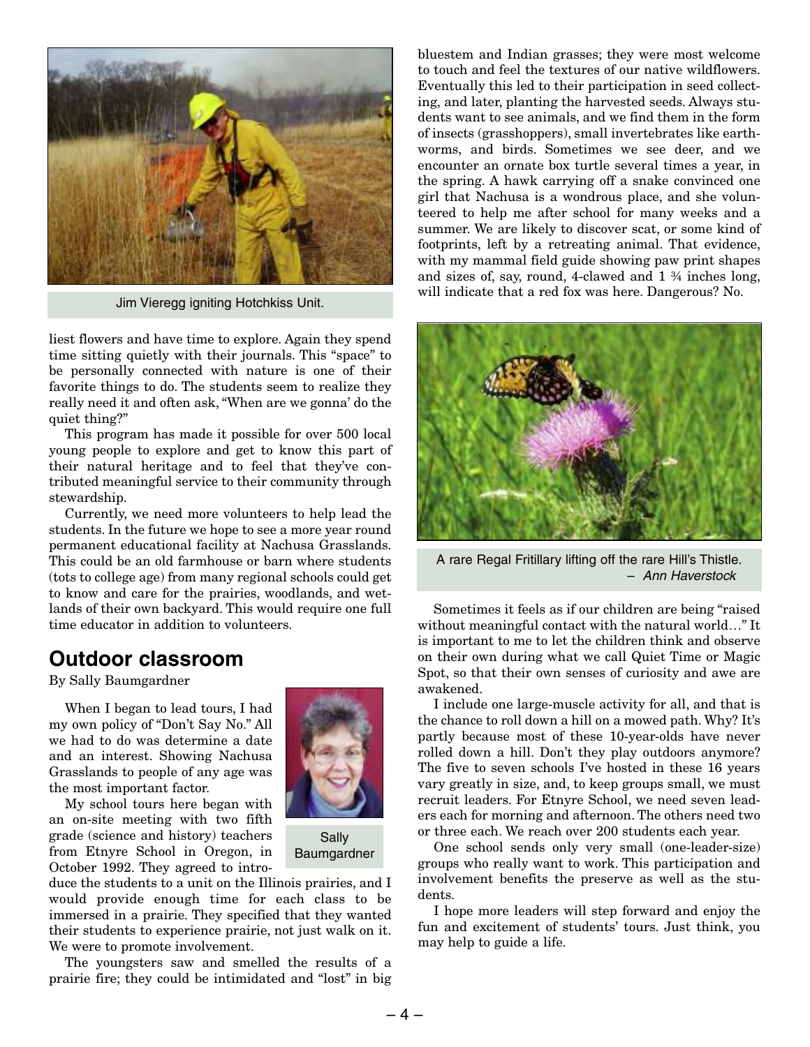Jim Vieregg igniting Hotchkiss Unit.

liest flowers and have time to explore. Again they spend time sitting quietly with their journals. This "space" to be personally connected with nature is one of their favorite things to do. The students seem to realize they really need it and often ask, "When are we gonna' do the quiet thing?"

This program has made it possible for over 500 local young people to explore and get to know this part of their natural heritage and to feel that they've contributed meaningful service to their community through stewardship.

Currently, we need more volunteers to help lead the students. In the future we hope to see a more year round permanent educational facility at Nachusa Grasslands. This could be an old farmhouse or barn where students (tots to college age) from many regional schools could get to know and care for the prairies, woodlands, and wetlands of their own backyard. This would require one full time educator in addition to volunteers.

## Outdoor classroom

By Sally Baumgardner

Sally Baumgardner

When I began to lead tours, I had my own policy of "Don't Say No." All we had to do was determine a date and an interest. Showing Nachusa Grasslands to people of any age was the most important factor.

My school tours here began with an on-site meeting with two fifth grade (science and history) teachers from Etnyre School in Oregon, in October 1992. They agreed to introduce the students to a unit on the Illinois prairies, and I would provide enough time for each class to be immersed in a prairie. They specified that they wanted their students to experience prairie, not just walk on it. We were to promote involvement.

The youngsters saw and smelled the results of a prairie fire; they could be intimidated and "lost" in big bluestem and Indian grasses; they were most welcome to touch and feel the textures of our native wildflowers. Eventually this led to their participation in seed collecting, and later, planting the harvested seeds. Always students want to see animals, and we find them in the form of insects (grasshoppers), small invertebrates like earthworms, and birds. Sometimes we see deer, and we encounter an ornate box turtle several times a year, in the spring. A hawk carrying off a snake convinced one girl that Nachusa is a wondrous place, and she volunteered to help me after school for many weeks and a summer. We are likely to discover scat, or some kind of footprints, left by a retreating animal. That evidence, with my mammal field guide showing paw print shapes and sizes of, say, round, 4-clawed and 1 ¾ inches long, will indicate that a red fox was here. Dangerous? No.

A rare Regal Fritillary lifting off the rare Hill's Thistle.
– *Ann Haverstock*

Sometimes it feels as if our children are being "raised without meaningful contact with the natural world…" It is important to me to let the children think and observe on their own during what we call Quiet Time or Magic Spot, so that their own senses of curiosity and awe are awakened.

I include one large-muscle activity for all, and that is the chance to roll down a hill on a mowed path. Why? It's partly because most of these 10-year-olds have never rolled down a hill. Don't they play outdoors anymore? The five to seven schools I've hosted in these 16 years vary greatly in size, and, to keep groups small, we must recruit leaders. For Etnyre School, we need seven leaders each for morning and afternoon. The others need two or three each. We reach over 200 students each year.

One school sends only very small (one-leader-size) groups who really want to work. This participation and involvement benefits the preserve as well as the students.

I hope more leaders will step forward and enjoy the fun and excitement of students' tours. Just think, you may help to guide a life.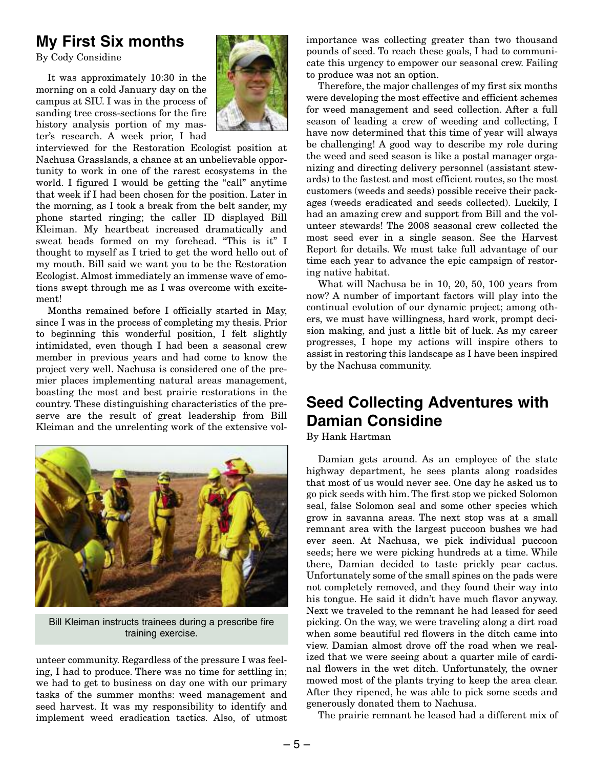## My First Six months

By Cody Considine

It was approximately 10:30 in the morning on a cold January day on the campus at SIU. I was in the process of sanding tree cross-sections for the fire history analysis portion of my master's research. A week prior, I had interviewed for the Restoration Ecologist position at Nachusa Grasslands, a chance at an unbelievable opportunity to work in one of the rarest ecosystems in the world. I figured I would be getting the "call" anytime that week if I had been chosen for the position. Later in the morning, as I took a break from the belt sander, my phone started ringing; the caller ID displayed Bill Kleiman. My heartbeat increased dramatically and sweat beads formed on my forehead. "This is it" I thought to myself as I tried to get the word hello out of my mouth. Bill said we want you to be the Restoration Ecologist. Almost immediately an immense wave of emotions swept through me as I was overcome with excitement!

Months remained before I officially started in May, since I was in the process of completing my thesis. Prior to beginning this wonderful position, I felt slightly intimidated, even though I had been a seasonal crew member in previous years and had come to know the project very well. Nachusa is considered one of the premier places implementing natural areas management, boasting the most and best prairie restorations in the country. These distinguishing characteristics of the preserve are the result of great leadership from Bill Kleiman and the unrelenting work of the extensive volunteer community. Regardless of the pressure I was feeling, I had to produce. There was no time for settling in; we had to get to business on day one with our primary tasks of the summer months: weed management and seed harvest. It was my responsibility to identify and implement weed eradication tactics. Also, of utmost importance was collecting greater than two thousand pounds of seed. To reach these goals, I had to communicate this urgency to empower our seasonal crew. Failing to produce was not an option.

Bill Kleiman instructs trainees during a prescribe fire training exercise.

Therefore, the major challenges of my first six months were developing the most effective and efficient schemes for weed management and seed collection. After a full season of leading a crew of weeding and collecting, I have now determined that this time of year will always be challenging! A good way to describe my role during the weed and seed season is like a postal manager organizing and directing delivery personnel (assistant stewards) to the fastest and most efficient routes, so the most customers (weeds and seeds) possible receive their packages (weeds eradicated and seeds collected). Luckily, I had an amazing crew and support from Bill and the volunteer stewards! The 2008 seasonal crew collected the most seed ever in a single season. See the Harvest Report for details. We must take full advantage of our time each year to advance the epic campaign of restoring native habitat.

What will Nachusa be in 10, 20, 50, 100 years from now? A number of important factors will play into the continual evolution of our dynamic project; among others, we must have willingness, hard work, prompt decision making, and just a little bit of luck. As my career progresses, I hope my actions will inspire others to assist in restoring this landscape as I have been inspired by the Nachusa community.

## Seed Collecting Adventures with Damian Considine

By Hank Hartman

Damian gets around. As an employee of the state highway department, he sees plants along roadsides that most of us would never see. One day he asked us to go pick seeds with him. The first stop we picked Solomon seal, false Solomon seal and some other species which grow in savanna areas. The next stop was at a small remnant area with the largest puccoon bushes we had ever seen. At Nachusa, we pick individual puccoon seeds; here we were picking hundreds at a time. While there, Damian decided to taste prickly pear cactus. Unfortunately some of the small spines on the pads were not completely removed, and they found their way into his tongue. He said it didn't have much flavor anyway. Next we traveled to the remnant he had leased for seed picking. On the way, we were traveling along a dirt road when some beautiful red flowers in the ditch came into view. Damian almost drove off the road when we realized that we were seeing about a quarter mile of cardinal flowers in the wet ditch. Unfortunately, the owner mowed most of the plants trying to keep the area clear. After they ripened, he was able to pick some seeds and generously donated them to Nachusa.

The prairie remnant he leased had a different mix of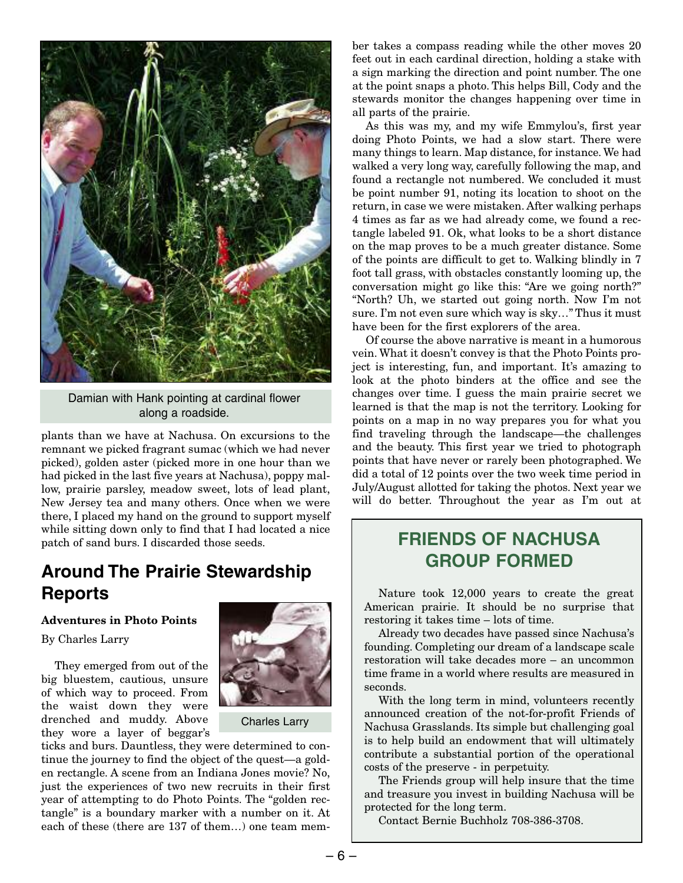Damian with Hank pointing at cardinal flower along a roadside.

plants than we have at Nachusa. On excursions to the remnant we picked fragrant sumac (which we had never picked), golden aster (picked more in one hour than we had picked in the last five years at Nachusa), poppy mallow, prairie parsley, meadow sweet, lots of lead plant, New Jersey tea and many others. Once when we were there, I placed my hand on the ground to support myself while sitting down only to find that I had located a nice patch of sand burs. I discarded those seeds.

## Around The Prairie Stewardship Reports

**Adventures in Photo Points**

By Charles Larry

Charles Larry

They emerged from out of the big bluestem, cautious, unsure of which way to proceed. From the waist down they were drenched and muddy. Above they wore a layer of beggar's ticks and burs. Dauntless, they were determined to continue the journey to find the object of the quest—a golden rectangle. A scene from an Indiana Jones movie? No, just the experiences of two new recruits in their first year of attempting to do Photo Points. The "golden rectangle" is a boundary marker with a number on it. At each of these (there are 137 of them…) one team member takes a compass reading while the other moves 20 feet out in each cardinal direction, holding a stake with a sign marking the direction and point number. The one at the point snaps a photo. This helps Bill, Cody and the stewards monitor the changes happening over time in all parts of the prairie.

As this was my, and my wife Emmylou's, first year doing Photo Points, we had a slow start. There were many things to learn. Map distance, for instance. We had walked a very long way, carefully following the map, and found a rectangle not numbered. We concluded it must be point number 91, noting its location to shoot on the return, in case we were mistaken. After walking perhaps 4 times as far as we had already come, we found a rectangle labeled 91. Ok, what looks to be a short distance on the map proves to be a much greater distance. Some of the points are difficult to get to. Walking blindly in 7 foot tall grass, with obstacles constantly looming up, the conversation might go like this: "Are we going north?" "North? Uh, we started out going north. Now I'm not sure. I'm not even sure which way is sky…" Thus it must have been for the first explorers of the area.

Of course the above narrative is meant in a humorous vein. What it doesn't convey is that the Photo Points project is interesting, fun, and important. It's amazing to look at the photo binders at the office and see the changes over time. I guess the main prairie secret we learned is that the map is not the territory. Looking for points on a map in no way prepares you for what you find traveling through the landscape—the challenges and the beauty. This first year we tried to photograph points that have never or rarely been photographed. We did a total of 12 points over the two week time period in July/August allotted for taking the photos. Next year we will do better. Throughout the year as I'm out at

## FRIENDS OF NACHUSA GROUP FORMED

Nature took 12,000 years to create the great American prairie. It should be no surprise that restoring it takes time – lots of time.

Already two decades have passed since Nachusa's founding. Completing our dream of a landscape scale restoration will take decades more – an uncommon time frame in a world where results are measured in seconds.

With the long term in mind, volunteers recently announced creation of the not-for-profit Friends of Nachusa Grasslands. Its simple but challenging goal is to help build an endowment that will ultimately contribute a substantial portion of the operational costs of the preserve - in perpetuity.

The Friends group will help insure that the time and treasure you invest in building Nachusa will be protected for the long term.

Contact Bernie Buchholz 708-386-3708.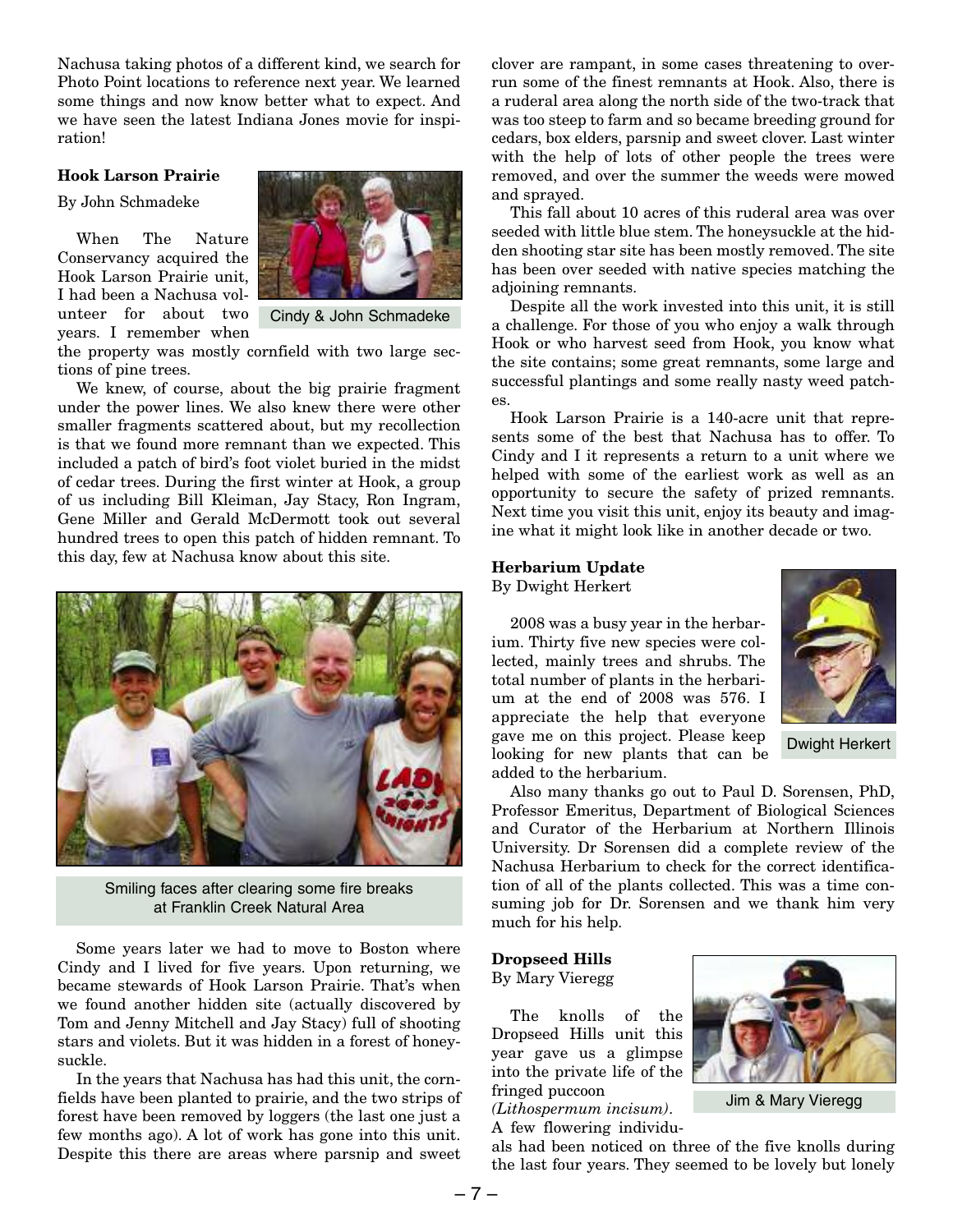Nachusa taking photos of a different kind, we search for Photo Point locations to reference next year. We learned some things and now know better what to expect. And we have seen the latest Indiana Jones movie for inspiration!

### Hook Larson Prairie

By John Schmadeke

Cindy & John Schmadeke

When The Nature Conservancy acquired the Hook Larson Prairie unit, I had been a Nachusa volunteer for about two years. I remember when the property was mostly cornfield with two large sections of pine trees.

We knew, of course, about the big prairie fragment under the power lines. We also knew there were other smaller fragments scattered about, but my recollection is that we found more remnant than we expected. This included a patch of bird's foot violet buried in the midst of cedar trees. During the first winter at Hook, a group of us including Bill Kleiman, Jay Stacy, Ron Ingram, Gene Miller and Gerald McDermott took out several hundred trees to open this patch of hidden remnant. To this day, few at Nachusa know about this site.

Smiling faces after clearing some fire breaks at Franklin Creek Natural Area

Some years later we had to move to Boston where Cindy and I lived for five years. Upon returning, we became stewards of Hook Larson Prairie. That's when we found another hidden site (actually discovered by Tom and Jenny Mitchell and Jay Stacy) full of shooting stars and violets. But it was hidden in a forest of honeysuckle.

In the years that Nachusa has had this unit, the cornfields have been planted to prairie, and the two strips of forest have been removed by loggers (the last one just a few months ago). A lot of work has gone into this unit. Despite this there are areas where parsnip and sweet clover are rampant, in some cases threatening to overrun some of the finest remnants at Hook. Also, there is a ruderal area along the north side of the two-track that was too steep to farm and so became breeding ground for cedars, box elders, parsnip and sweet clover. Last winter with the help of lots of other people the trees were removed, and over the summer the weeds were mowed and sprayed.

This fall about 10 acres of this ruderal area was over seeded with little blue stem. The honeysuckle at the hidden shooting star site has been mostly removed. The site has been over seeded with native species matching the adjoining remnants.

Despite all the work invested into this unit, it is still a challenge. For those of you who enjoy a walk through Hook or who harvest seed from Hook, you know what the site contains; some great remnants, some large and successful plantings and some really nasty weed patches.

Hook Larson Prairie is a 140-acre unit that represents some of the best that Nachusa has to offer. To Cindy and I it represents a return to a unit where we helped with some of the earliest work as well as an opportunity to secure the safety of prized remnants. Next time you visit this unit, enjoy its beauty and imagine what it might look like in another decade or two.

### Herbarium Update

By Dwight Herkert

Dwight Herkert

2008 was a busy year in the herbarium. Thirty five new species were collected, mainly trees and shrubs. The total number of plants in the herbarium at the end of 2008 was 576. I appreciate the help that everyone gave me on this project. Please keep looking for new plants that can be added to the herbarium.

Also many thanks go out to Paul D. Sorensen, PhD, Professor Emeritus, Department of Biological Sciences and Curator of the Herbarium at Northern Illinois University. Dr Sorensen did a complete review of the Nachusa Herbarium to check for the correct identification of all of the plants collected. This was a time consuming job for Dr. Sorensen and we thank him very much for his help.

### Dropseed Hills

By Mary Vieregg

Jim & Mary Vieregg

The knolls of the Dropseed Hills unit this year gave us a glimpse into the private life of the fringed puccoon *(Lithospermum incisum)*. A few flowering individuals had been noticed on three of the five knolls during the last four years. They seemed to be lovely but lonely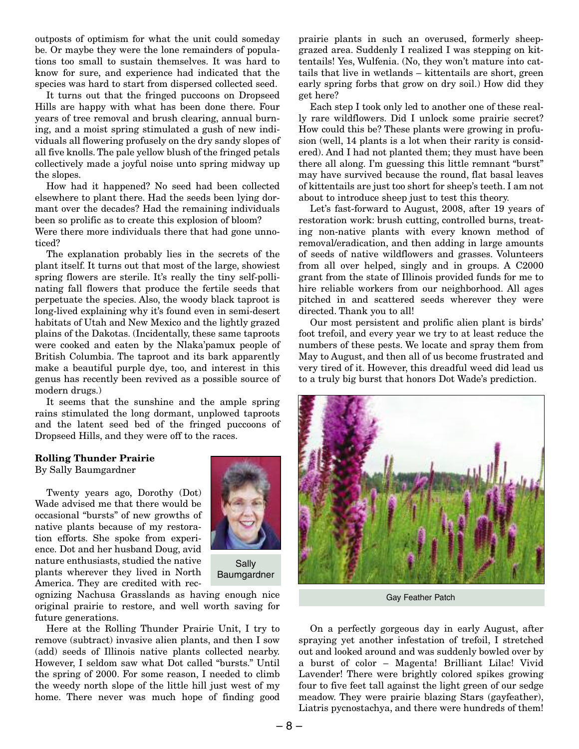outposts of optimism for what the unit could someday be. Or maybe they were the lone remainders of populations too small to sustain themselves. It was hard to know for sure, and experience had indicated that the species was hard to start from dispersed collected seed.

It turns out that the fringed puccoons on Dropseed Hills are happy with what has been done there. Four years of tree removal and brush clearing, annual burning, and a moist spring stimulated a gush of new individuals all flowering profusely on the dry sandy slopes of all five knolls. The pale yellow blush of the fringed petals collectively made a joyful noise unto spring midway up the slopes.

How had it happened? No seed had been collected elsewhere to plant there. Had the seeds been lying dormant over the decades? Had the remaining individuals been so prolific as to create this explosion of bloom? Were there more individuals there that had gone unnoticed?

The explanation probably lies in the secrets of the plant itself. It turns out that most of the large, showiest spring flowers are sterile. It's really the tiny self-pollinating fall flowers that produce the fertile seeds that perpetuate the species. Also, the woody black taproot is long-lived explaining why it's found even in semi-desert habitats of Utah and New Mexico and the lightly grazed plains of the Dakotas. (Incidentally, these same taproots were cooked and eaten by the Nlaka'pamux people of British Columbia. The taproot and its bark apparently make a beautiful purple dye, too, and interest in this genus has recently been revived as a possible source of modern drugs.)

It seems that the sunshine and the ample spring rains stimulated the long dormant, unplowed taproots and the latent seed bed of the fringed puccoons of Dropseed Hills, and they were off to the races.

**Rolling Thunder Prairie**
By Sally Baumgardner

Sally Baumgardner

Twenty years ago, Dorothy (Dot) Wade advised me that there would be occasional "bursts" of new growths of native plants because of my restoration efforts. She spoke from experience. Dot and her husband Doug, avid nature enthusiasts, studied the native plants wherever they lived in North America. They are credited with recognizing Nachusa Grasslands as having enough nice original prairie to restore, and well worth saving for future generations.

Here at the Rolling Thunder Prairie Unit, I try to remove (subtract) invasive alien plants, and then I sow (add) seeds of Illinois native plants collected nearby. However, I seldom saw what Dot called "bursts." Until the spring of 2000. For some reason, I needed to climb the weedy north slope of the little hill just west of my home. There never was much hope of finding good prairie plants in such an overused, formerly sheep-grazed area. Suddenly I realized I was stepping on kittentails! Yes, Wulfenia. (No, they won't mature into cattails that live in wetlands – kittentails are short, green early spring forbs that grow on dry soil.) How did they get here?

Each step I took only led to another one of these really rare wildflowers. Did I unlock some prairie secret? How could this be? These plants were growing in profusion (well, 14 plants is a lot when their rarity is considered). And I had not planted them; they must have been there all along. I'm guessing this little remnant "burst" may have survived because the round, flat basal leaves of kittentails are just too short for sheep's teeth. I am not about to introduce sheep just to test this theory.

Let's fast-forward to August, 2008, after 19 years of restoration work: brush cutting, controlled burns, treating non-native plants with every known method of removal/eradication, and then adding in large amounts of seeds of native wildflowers and grasses. Volunteers from all over helped, singly and in groups. A C2000 grant from the state of Illinois provided funds for me to hire reliable workers from our neighborhood. All ages pitched in and scattered seeds wherever they were directed. Thank you to all!

Our most persistent and prolific alien plant is birds' foot trefoil, and every year we try to at least reduce the numbers of these pests. We locate and spray them from May to August, and then all of us become frustrated and very tired of it. However, this dreadful weed did lead us to a truly big burst that honors Dot Wade's prediction.

Gay Feather Patch

On a perfectly gorgeous day in early August, after spraying yet another infestation of trefoil, I stretched out and looked around and was suddenly bowled over by a burst of color – Magenta! Brilliant Lilac! Vivid Lavender! There were brightly colored spikes growing four to five feet tall against the light green of our sedge meadow. They were prairie blazing Stars (gayfeather), Liatris pycnostachya, and there were hundreds of them!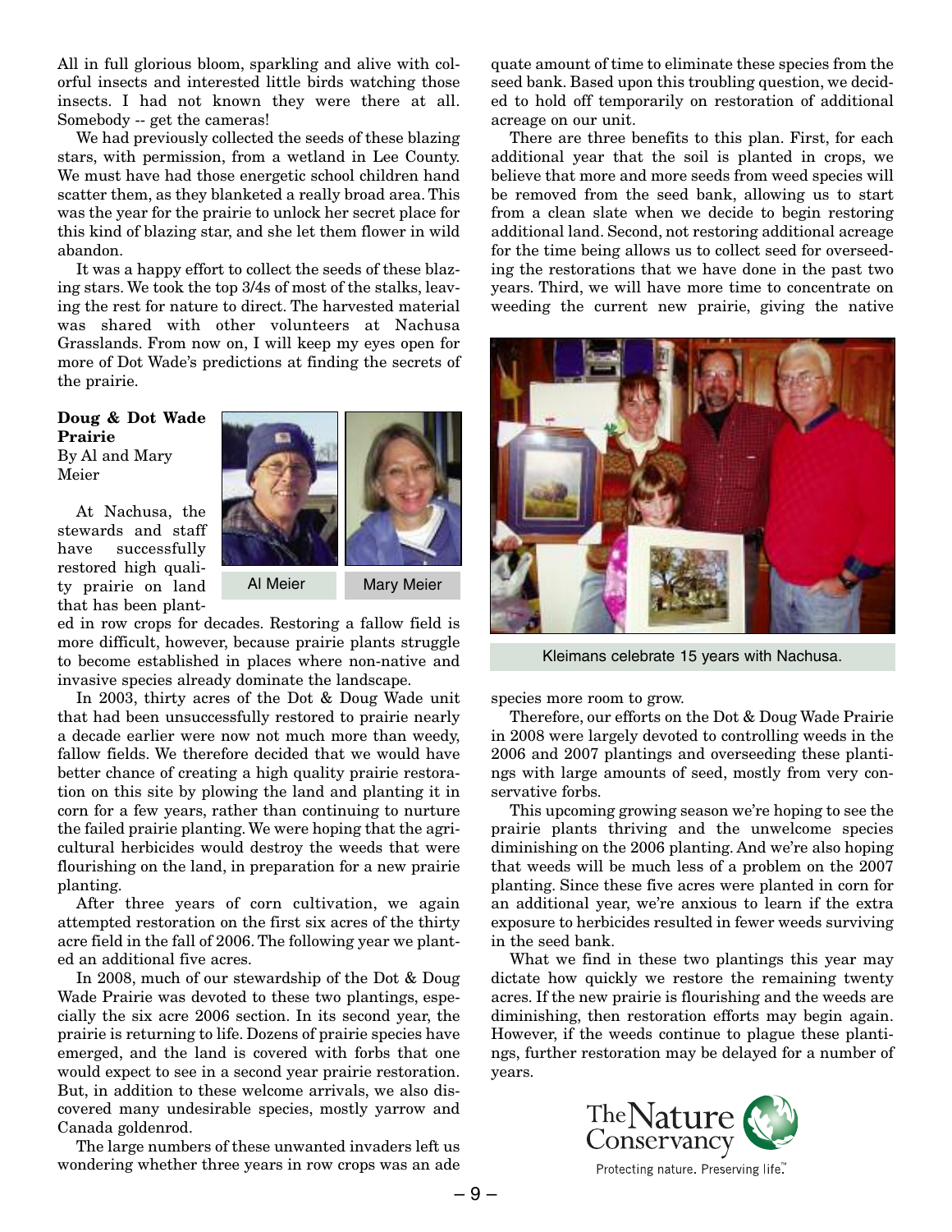All in full glorious bloom, sparkling and alive with colorful insects and interested little birds watching those insects. I had not known they were there at all. Somebody -- get the cameras!

We had previously collected the seeds of these blazing stars, with permission, from a wetland in Lee County. We must have had those energetic school children hand scatter them, as they blanketed a really broad area. This was the year for the prairie to unlock her secret place for this kind of blazing star, and she let them flower in wild abandon.

It was a happy effort to collect the seeds of these blazing stars. We took the top 3/4s of most of the stalks, leaving the rest for nature to direct. The harvested material was shared with other volunteers at Nachusa Grasslands. From now on, I will keep my eyes open for more of Dot Wade's predictions at finding the secrets of the prairie.

**Doug & Dot Wade Prairie**
By Al and Mary Meier

Al Meier

Mary Meier

At Nachusa, the stewards and staff have successfully restored high quality prairie on land that has been planted in row crops for decades. Restoring a fallow field is more difficult, however, because prairie plants struggle to become established in places where non-native and invasive species already dominate the landscape.

In 2003, thirty acres of the Dot & Doug Wade unit that had been unsuccessfully restored to prairie nearly a decade earlier were now not much more than weedy, fallow fields. We therefore decided that we would have better chance of creating a high quality prairie restoration on this site by plowing the land and planting it in corn for a few years, rather than continuing to nurture the failed prairie planting. We were hoping that the agricultural herbicides would destroy the weeds that were flourishing on the land, in preparation for a new prairie planting.

After three years of corn cultivation, we again attempted restoration on the first six acres of the thirty acre field in the fall of 2006. The following year we planted an additional five acres.

In 2008, much of our stewardship of the Dot & Doug Wade Prairie was devoted to these two plantings, especially the six acre 2006 section. In its second year, the prairie is returning to life. Dozens of prairie species have emerged, and the land is covered with forbs that one would expect to see in a second year prairie restoration. But, in addition to these welcome arrivals, we also discovered many undesirable species, mostly yarrow and Canada goldenrod.

The large numbers of these unwanted invaders left us wondering whether three years in row crops was an adequate amount of time to eliminate these species from the seed bank. Based upon this troubling question, we decided to hold off temporarily on restoration of additional acreage on our unit.

There are three benefits to this plan. First, for each additional year that the soil is planted in crops, we believe that more and more seeds from weed species will be removed from the seed bank, allowing us to start from a clean slate when we decide to begin restoring additional land. Second, not restoring additional acreage for the time being allows us to collect seed for overseeding the restorations that we have done in the past two years. Third, we will have more time to concentrate on weeding the current new prairie, giving the native species more room to grow.

Kleimans celebrate 15 years with Nachusa.

Therefore, our efforts on the Dot & Doug Wade Prairie in 2008 were largely devoted to controlling weeds in the 2006 and 2007 plantings and overseeding these plantings with large amounts of seed, mostly from very conservative forbs.

This upcoming growing season we're hoping to see the prairie plants thriving and the unwelcome species diminishing on the 2006 planting. And we're also hoping that weeds will be much less of a problem on the 2007 planting. Since these five acres were planted in corn for an additional year, we're anxious to learn if the extra exposure to herbicides resulted in fewer weeds surviving in the seed bank.

What we find in these two plantings this year may dictate how quickly we restore the remaining twenty acres. If the new prairie is flourishing and the weeds are diminishing, then restoration efforts may begin again. However, if the weeds continue to plague these plantings, further restoration may be delayed for a number of years.

The Nature Conservancy
Protecting nature. Preserving life.™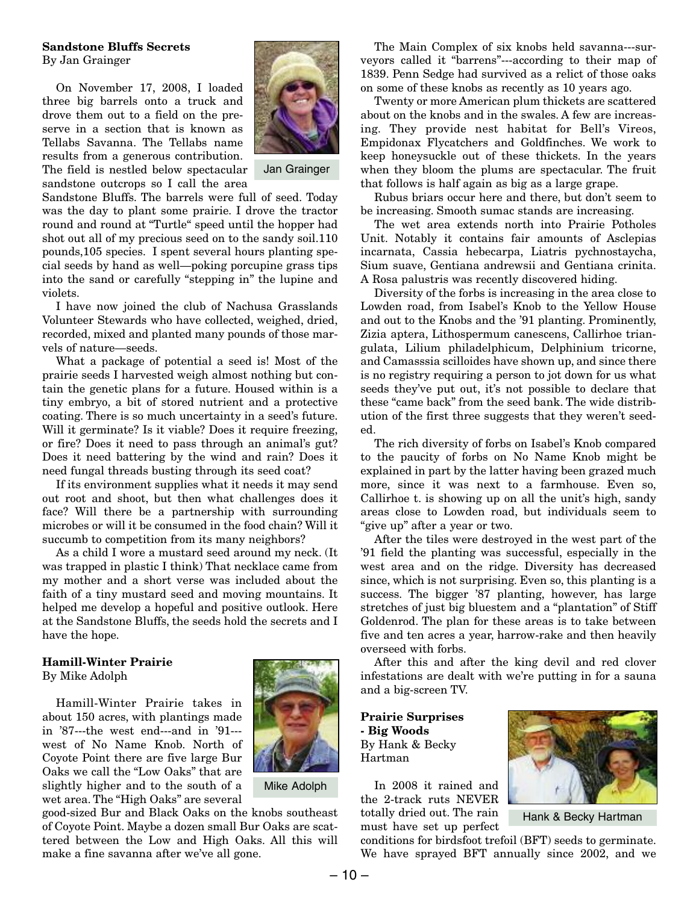**Sandstone Bluffs Secrets**
By Jan Grainger

Jan Grainger

On November 17, 2008, I loaded three big barrels onto a truck and drove them out to a field on the preserve in a section that is known as Tellabs Savanna. The Tellabs name results from a generous contribution. The field is nestled below spectacular sandstone outcrops so I call the area Sandstone Bluffs. The barrels were full of seed. Today was the day to plant some prairie. I drove the tractor round and round at "Turtle" speed until the hopper had shot out all of my precious seed on to the sandy soil.110 pounds,105 species. I spent several hours planting special seeds by hand as well—poking porcupine grass tips into the sand or carefully "stepping in" the lupine and violets.

I have now joined the club of Nachusa Grasslands Volunteer Stewards who have collected, weighed, dried, recorded, mixed and planted many pounds of those marvels of nature—seeds.

What a package of potential a seed is! Most of the prairie seeds I harvested weigh almost nothing but contain the genetic plans for a future. Housed within is a tiny embryo, a bit of stored nutrient and a protective coating. There is so much uncertainty in a seed's future. Will it germinate? Is it viable? Does it require freezing, or fire? Does it need to pass through an animal's gut? Does it need battering by the wind and rain? Does it need fungal threads busting through its seed coat?

If its environment supplies what it needs it may send out root and shoot, but then what challenges does it face? Will there be a partnership with surrounding microbes or will it be consumed in the food chain? Will it succumb to competition from its many neighbors?

As a child I wore a mustard seed around my neck. (It was trapped in plastic I think) That necklace came from my mother and a short verse was included about the faith of a tiny mustard seed and moving mountains. It helped me develop a hopeful and positive outlook. Here at the Sandstone Bluffs, the seeds hold the secrets and I have the hope.

**Hamill-Winter Prairie**
By Mike Adolph

Mike Adolph

Hamill-Winter Prairie takes in about 150 acres, with plantings made in '87---the west end---and in '91---west of No Name Knob. North of Coyote Point there are five large Bur Oaks we call the "Low Oaks" that are slightly higher and to the south of a wet area. The "High Oaks" are several good-sized Bur and Black Oaks on the knobs southeast of Coyote Point. Maybe a dozen small Bur Oaks are scattered between the Low and High Oaks. All this will make a fine savanna after we've all gone.

The Main Complex of six knobs held savanna---surveyors called it "barrens"---according to their map of 1839. Penn Sedge had survived as a relict of those oaks on some of these knobs as recently as 10 years ago.

Twenty or more American plum thickets are scattered about on the knobs and in the swales. A few are increasing. They provide nest habitat for Bell's Vireos, Empidonax Flycatchers and Goldfinches. We work to keep honeysuckle out of these thickets. In the years when they bloom the plums are spectacular. The fruit that follows is half again as big as a large grape.

Rubus briars occur here and there, but don't seem to be increasing. Smooth sumac stands are increasing.

The wet area extends north into Prairie Potholes Unit. Notably it contains fair amounts of Asclepias incarnata, Cassia hebecarpa, Liatris pychnostaycha, Sium suave, Gentiana andrewsii and Gentiana crinita. A Rosa palustris was recently discovered hiding.

Diversity of the forbs is increasing in the area close to Lowden road, from Isabel's Knob to the Yellow House and out to the Knobs and the '91 planting. Prominently, Zizia aptera, Lithospermum canescens, Callirhoe triangulata, Lilium philadelphicum, Delphinium tricorne, and Camasssia scilloides have shown up, and since there is no registry requiring a person to jot down for us what seeds they've put out, it's not possible to declare that these "came back" from the seed bank. The wide distribution of the first three suggests that they weren't seeded.

The rich diversity of forbs on Isabel's Knob compared to the paucity of forbs on No Name Knob might be explained in part by the latter having been grazed much more, since it was next to a farmhouse. Even so, Callirhoe t. is showing up on all the unit's high, sandy areas close to Lowden road, but individuals seem to "give up" after a year or two.

After the tiles were destroyed in the west part of the '91 field the planting was successful, especially in the west area and on the ridge. Diversity has decreased since, which is not surprising. Even so, this planting is a success. The bigger '87 planting, however, has large stretches of just big bluestem and a "plantation" of Stiff Goldenrod. The plan for these areas is to take between five and ten acres a year, harrow-rake and then heavily overseed with forbs.

After this and after the king devil and red clover infestations are dealt with we're putting in for a sauna and a big-screen TV.

**Prairie Surprises - Big Woods**
By Hank & Becky Hartman

Hank & Becky Hartman

In 2008 it rained and the 2-track ruts NEVER totally dried out. The rain must have set up perfect conditions for birdsfoot trefoil (BFT) seeds to germinate. We have sprayed BFT annually since 2002, and we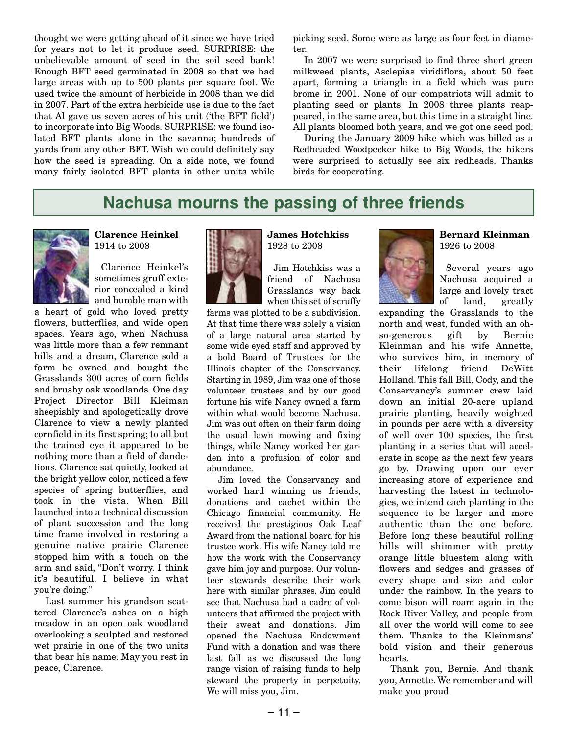thought we were getting ahead of it since we have tried for years not to let it produce seed. SURPRISE: the unbelievable amount of seed in the soil seed bank! Enough BFT seed germinated in 2008 so that we had large areas with up to 500 plants per square foot. We used twice the amount of herbicide in 2008 than we did in 2007. Part of the extra herbicide use is due to the fact that Al gave us seven acres of his unit ('the BFT field') to incorporate into Big Woods. SURPRISE: we found isolated BFT plants alone in the savanna; hundreds of yards from any other BFT. Wish we could definitely say how the seed is spreading. On a side note, we found many fairly isolated BFT plants in other units while picking seed. Some were as large as four feet in diameter.

In 2007 we were surprised to find three short green milkweed plants, Asclepias viridiflora, about 50 feet apart, forming a triangle in a field which was pure brome in 2001. None of our compatriots will admit to planting seed or plants. In 2008 three plants reappeared, in the same area, but this time in a straight line. All plants bloomed both years, and we got one seed pod.

During the January 2009 hike which was billed as a Redheaded Woodpecker hike to Big Woods, the hikers were surprised to actually see six redheads. Thanks birds for cooperating.

## Nachusa mourns the passing of three friends

**Clarence Heinkel**
1914 to 2008

Clarence Heinkel's sometimes gruff exterior concealed a kind and humble man with a heart of gold who loved pretty flowers, butterflies, and wide open spaces. Years ago, when Nachusa was little more than a few remnant hills and a dream, Clarence sold a farm he owned and bought the Grasslands 300 acres of corn fields and brushy oak woodlands. One day Project Director Bill Kleiman sheepishly and apologetically drove Clarence to view a newly planted cornfield in its first spring; to all but the trained eye it appeared to be nothing more than a field of dandelions. Clarence sat quietly, looked at the bright yellow color, noticed a few species of spring butterflies, and took in the vista. When Bill launched into a technical discussion of plant succession and the long time frame involved in restoring a genuine native prairie Clarence stopped him with a touch on the arm and said, "Don't worry. I think it's beautiful. I believe in what you're doing."

Last summer his grandson scattered Clarence's ashes on a high meadow in an open oak woodland overlooking a sculpted and restored wet prairie in one of the two units that bear his name. May you rest in peace, Clarence.

**James Hotchkiss**
1928 to 2008

Jim Hotchkiss was a friend of Nachusa Grasslands way back when this set of scruffy farms was plotted to be a subdivision. At that time there was solely a vision of a large natural area started by some wide eyed staff and approved by a bold Board of Trustees for the Illinois chapter of the Conservancy. Starting in 1989, Jim was one of those volunteer trustees and by our good fortune his wife Nancy owned a farm within what would become Nachusa. Jim was out often on their farm doing the usual lawn mowing and fixing things, while Nancy worked her garden into a profusion of color and abundance.

Jim loved the Conservancy and worked hard winning us friends, donations and cachet within the Chicago financial community. He received the prestigious Oak Leaf Award from the national board for his trustee work. His wife Nancy told me how the work with the Conservancy gave him joy and purpose. Our volunteer stewards describe their work here with similar phrases. Jim could see that Nachusa had a cadre of volunteers that affirmed the project with their sweat and donations. Jim opened the Nachusa Endowment Fund with a donation and was there last fall as we discussed the long range vision of raising funds to help steward the property in perpetuity. We will miss you, Jim.

**Bernard Kleinman**
1926 to 2008

Several years ago Nachusa acquired a large and lovely tract of land, greatly expanding the Grasslands to the north and west, funded with an oh-so-generous gift by Bernie Kleinman and his wife Annette, who survives him, in memory of their lifelong friend DeWitt Holland. This fall Bill, Cody, and the Conservancy's summer crew laid down an initial 20-acre upland prairie planting, heavily weighted in pounds per acre with a diversity of well over 100 species, the first planting in a series that will accelerate in scope as the next few years go by. Drawing upon our ever increasing store of experience and harvesting the latest in technologies, we intend each planting in the sequence to be larger and more authentic than the one before. Before long these beautiful rolling hills will shimmer with pretty orange little bluestem along with flowers and sedges and grasses of every shape and size and color under the rainbow. In the years to come bison will roam again in the Rock River Valley, and people from all over the world will come to see them. Thanks to the Kleinmans' bold vision and their generous hearts.

Thank you, Bernie. And thank you, Annette. We remember and will make you proud.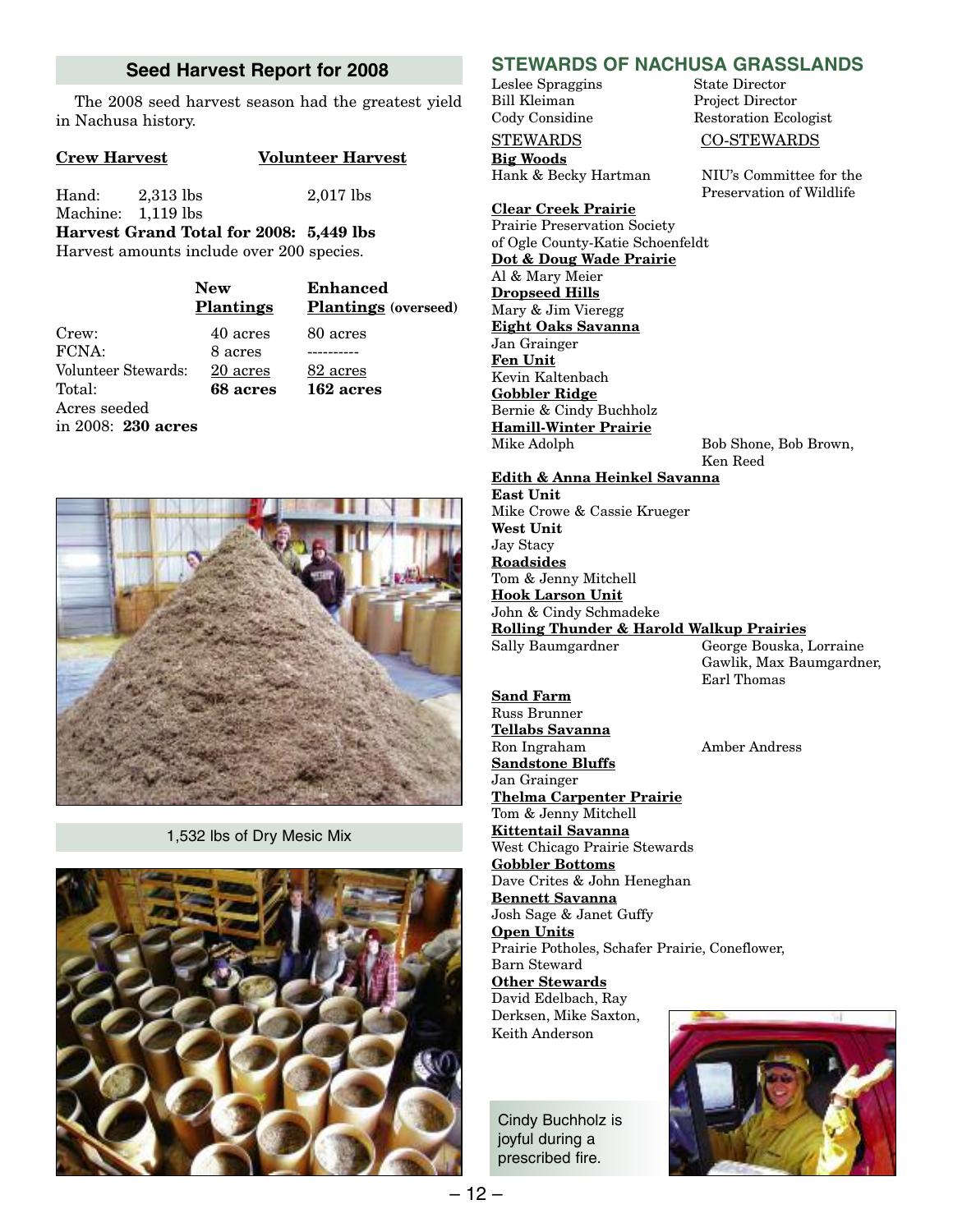## Seed Harvest Report for 2008

The 2008 seed harvest season had the greatest yield in Nachusa history.

| | Crew Harvest | Volunteer Harvest |
|---|---|---|
| Hand: | 2,313 lbs | 2,017 lbs |
| Machine: | 1,119 lbs | |

**Harvest Grand Total for 2008: 5,449 lbs**

Harvest amounts include over 200 species.

| | New Plantings | Enhanced Plantings (overseed) |
|---|---|---|
| Crew: | 40 acres | 80 acres |
| FCNA: | 8 acres | ---------- |
| Volunteer Stewards: | 20 acres | 82 acres |
| Total: | **68 acres** | **162 acres** |

Acres seeded in 2008: **230 acres**

1,532 lbs of Dry Mesic Mix

## STEWARDS OF NACHUSA GRASSLANDS

| | |
|---|---|
| Leslee Spraggins | State Director |
| Bill Kleiman | Project Director |
| Cody Considine | Restoration Ecologist |

| STEWARDS | CO-STEWARDS |
|---|---|
| **Big Woods** | |
| Hank & Becky Hartman | NIU's Committee for the Preservation of Wildlife |
| **Clear Creek Prairie** | |
| Prairie Preservation Society of Ogle County-Katie Schoenfeldt | |
| **Dot & Doug Wade Prairie** | |
| Al & Mary Meier | |
| **Dropseed Hills** | |
| Mary & Jim Vieregg | |
| **Eight Oaks Savanna** | |
| Jan Grainger | |
| **Fen Unit** | |
| Kevin Kaltenbach | |
| **Gobbler Ridge** | |
| Bernie & Cindy Buchholz | |
| **Hamill-Winter Prairie** | |
| Mike Adolph | Bob Shone, Bob Brown, Ken Reed |
| **Edith & Anna Heinkel Savanna** | |
| **East Unit** | |
| Mike Crowe & Cassie Krueger | |
| **West Unit** | |
| Jay Stacy | |
| **Roadsides** | |
| Tom & Jenny Mitchell | |
| **Hook Larson Unit** | |
| John & Cindy Schmadeke | |
| **Rolling Thunder & Harold Walkup Prairies** | |
| Sally Baumgardner | George Bouska, Lorraine Gawlik, Max Baumgardner, Earl Thomas |
| **Sand Farm** | |
| Russ Brunner | |
| **Tellabs Savanna** | |
| Ron Ingraham | Amber Andress |
| **Sandstone Bluffs** | |
| Jan Grainger | |
| **Thelma Carpenter Prairie** | |
| Tom & Jenny Mitchell | |
| **Kittentail Savanna** | |
| West Chicago Prairie Stewards | |
| **Gobbler Bottoms** | |
| Dave Crites & John Heneghan | |
| **Bennett Savanna** | |
| Josh Sage & Janet Guffy | |
| **Open Units** | |
| Prairie Potholes, Schafer Prairie, Coneflower, Barn Steward | |
| **Other Stewards** | |
| David Edelbach, Ray Derksen, Mike Saxton, Keith Anderson | |

Cindy Buchholz is joyful during a prescribed fire.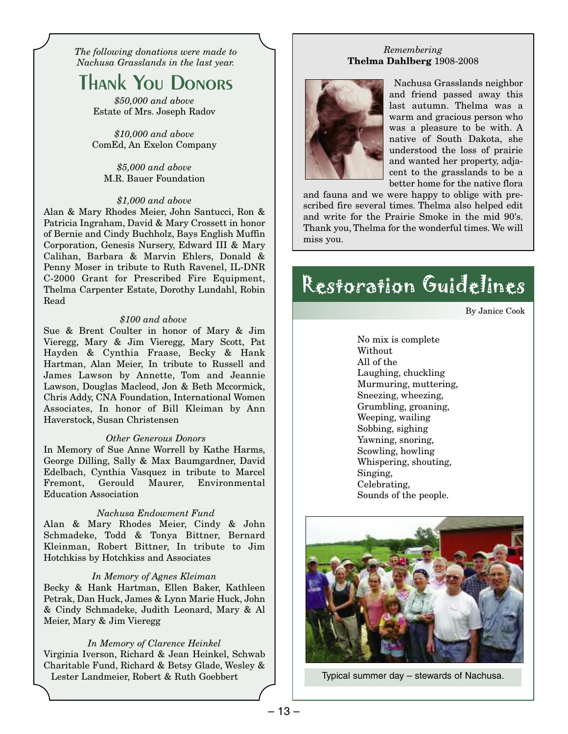*The following donations were made to Nachusa Grasslands in the last year.*

# Thank You Donors

*$50,000 and above*
Estate of Mrs. Joseph Radov

*$10,000 and above*
ComEd, An Exelon Company

*$5,000 and above*
M.R. Bauer Foundation

*$1,000 and above*
Alan & Mary Rhodes Meier, John Santucci, Ron & Patricia Ingraham, David & Mary Crossett in honor of Bernie and Cindy Buchholz, Bays English Muffin Corporation, Genesis Nursery, Edward III & Mary Calihan, Barbara & Marvin Ehlers, Donald & Penny Moser in tribute to Ruth Ravenel, IL-DNR C-2000 Grant for Prescribed Fire Equipment, Thelma Carpenter Estate, Dorothy Lundahl, Robin Read

*$100 and above*
Sue & Brent Coulter in honor of Mary & Jim Vieregg, Mary & Jim Vieregg, Mary Scott, Pat Hayden & Cynthia Fraase, Becky & Hank Hartman, Alan Meier, In tribute to Russell and James Lawson by Annette, Tom and Jeannie Lawson, Douglas Macleod, Jon & Beth Mccormick, Chris Addy, CNA Foundation, International Women Associates, In honor of Bill Kleiman by Ann Haverstock, Susan Christensen

*Other Generous Donors*
In Memory of Sue Anne Worrell by Kathe Harms, George Dilling, Sally & Max Baumgardner, David Edelbach, Cynthia Vasquez in tribute to Marcel Fremont, Gerould Maurer, Environmental Education Association

*Nachusa Endowment Fund*
Alan & Mary Rhodes Meier, Cindy & John Schmadeke, Todd & Tonya Bittner, Bernard Kleinman, Robert Bittner, In tribute to Jim Hotchkiss by Hotchkiss and Associates

*In Memory of Agnes Kleiman*
Becky & Hank Hartman, Ellen Baker, Kathleen Petrak, Dan Huck, James & Lynn Marie Huck, John & Cindy Schmadeke, Judith Leonard, Mary & Al Meier, Mary & Jim Vieregg

*In Memory of Clarence Heinkel*
Virginia Iverson, Richard & Jean Heinkel, Schwab Charitable Fund, Richard & Betsy Glade, Wesley & Lester Landmeier, Robert & Ruth Goebbert

*Remembering*
**Thelma Dahlberg** 1908-2008

Nachusa Grasslands neighbor and friend passed away this last autumn. Thelma was a warm and gracious person who was a pleasure to be with. A native of South Dakota, she understood the loss of prairie and wanted her property, adjacent to the grasslands to be a better home for the native flora and fauna and we were happy to oblige with prescribed fire several times. Thelma also helped edit and write for the Prairie Smoke in the mid 90's. Thank you, Thelma for the wonderful times. We will miss you.

# Restoration Guidelines

By Janice Cook

No mix is complete
Without
All of the
Laughing, chuckling
Murmuring, muttering,
Sneezing, wheezing,
Grumbling, groaning,
Weeping, wailing
Sobbing, sighing
Yawning, snoring,
Scowling, howling
Whispering, shouting,
Singing,
Celebrating,
Sounds of the people.

Typical summer day – stewards of Nachusa.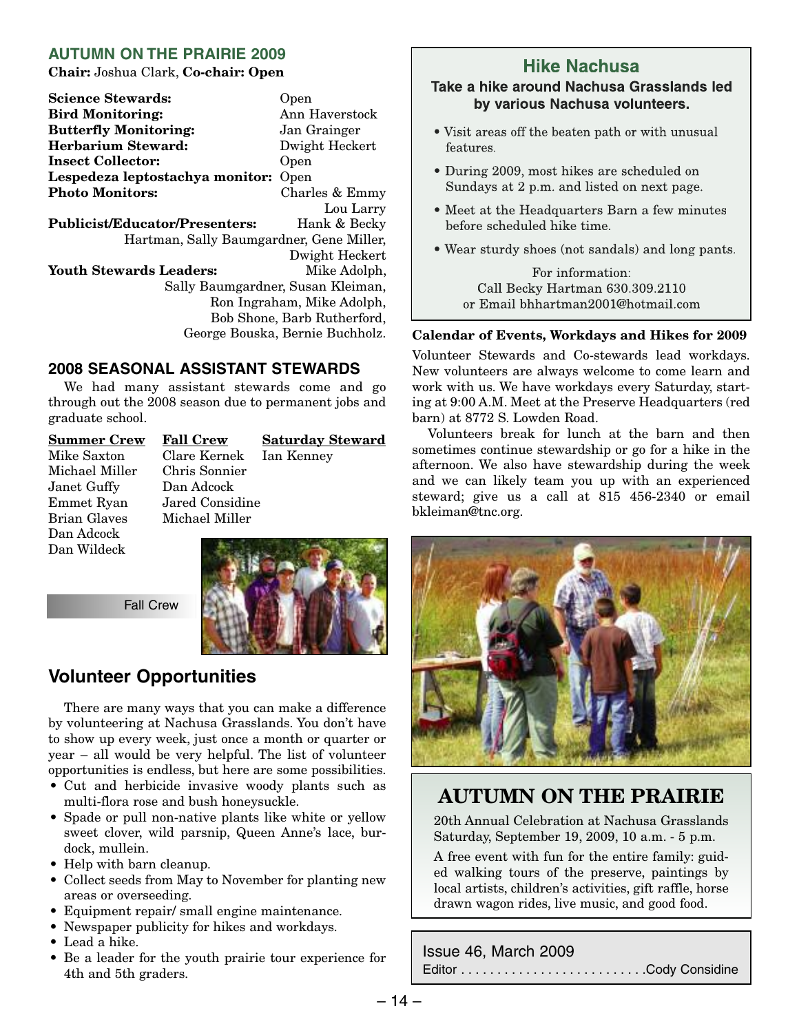### AUTUMN ON THE PRAIRIE 2009

**Chair:** Joshua Clark, **Co-chair: Open**

**Science Stewards:** Open
**Bird Monitoring:** Ann Haverstock
**Butterfly Monitoring:** Jan Grainger
**Herbarium Steward:** Dwight Heckert
**Insect Collector:** Open
**Lespedeza leptostachya monitor:** Open
**Photo Monitors:** Charles & Emmy Lou Larry
**Publicist/Educator/Presenters:** Hank & Becky Hartman, Sally Baumgardner, Gene Miller, Dwight Heckert
**Youth Stewards Leaders:** Mike Adolph, Sally Baumgardner, Susan Kleiman, Ron Ingraham, Mike Adolph, Bob Shone, Barb Rutherford, George Bouska, Bernie Buchholz.

### 2008 SEASONAL ASSISTANT STEWARDS

We had many assistant stewards come and go through out the 2008 season due to permanent jobs and graduate school.

| Summer Crew | Fall Crew | Saturday Steward |
|---|---|---|
| Mike Saxton | Clare Kernek | Ian Kenney |
| Michael Miller | Chris Sonnier | |
| Janet Guffy | Dan Adcock | |
| Emmet Ryan | Jared Considine | |
| Brian Glaves | Michael Miller | |
| Dan Adcock | | |
| Dan Wildeck | | |

Fall Crew

## Volunteer Opportunities

There are many ways that you can make a difference by volunteering at Nachusa Grasslands. You don't have to show up every week, just once a month or quarter or year – all would be very helpful. The list of volunteer opportunities is endless, but here are some possibilities.

- Cut and herbicide invasive woody plants such as multi-flora rose and bush honeysuckle.
- Spade or pull non-native plants like white or yellow sweet clover, wild parsnip, Queen Anne's lace, burdock, mullein.
- Help with barn cleanup.
- Collect seeds from May to November for planting new areas or overseeding.
- Equipment repair/ small engine maintenance.
- Newspaper publicity for hikes and workdays.
- Lead a hike.
- Be a leader for the youth prairie tour experience for 4th and 5th graders.

## Hike Nachusa

**Take a hike around Nachusa Grasslands led by various Nachusa volunteers.**

- Visit areas off the beaten path or with unusual features.
- During 2009, most hikes are scheduled on Sundays at 2 p.m. and listed on next page.
- Meet at the Headquarters Barn a few minutes before scheduled hike time.
- Wear sturdy shoes (not sandals) and long pants.

For information:
Call Becky Hartman 630.309.2110
or Email bhhartman2001@hotmail.com

**Calendar of Events, Workdays and Hikes for 2009**

Volunteer Stewards and Co-stewards lead workdays. New volunteers are always welcome to come learn and work with us. We have workdays every Saturday, starting at 9:00 A.M. Meet at the Preserve Headquarters (red barn) at 8772 S. Lowden Road.

Volunteers break for lunch at the barn and then sometimes continue stewardship or go for a hike in the afternoon. We also have stewardship during the week and we can likely team you up with an experienced steward; give us a call at 815 456-2340 or email bkleiman@tnc.org.

## AUTUMN ON THE PRAIRIE

20th Annual Celebration at Nachusa Grasslands
Saturday, September 19, 2009, 10 a.m. - 5 p.m.

A free event with fun for the entire family: guided walking tours of the preserve, paintings by local artists, children's activities, gift raffle, horse drawn wagon rides, live music, and good food.

Issue 46, March 2009
Editor . . . . . . . . . . . . . . . . . . . . . . . . . .Cody Considine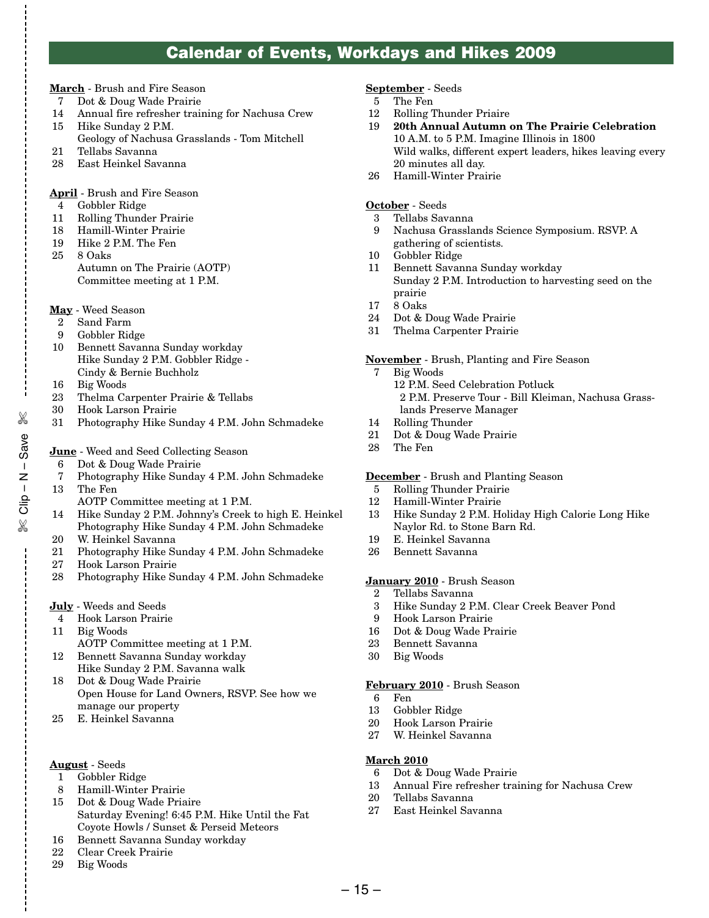# Calendar of Events, Workdays and Hikes 2009

**March** - Brush and Fire Season

- 7 Dot & Doug Wade Prairie
- 14 Annual fire refresher training for Nachusa Crew
- 15 Hike Sunday 2 P.M.
  Geology of Nachusa Grasslands - Tom Mitchell
- 21 Tellabs Savanna
- 28 East Heinkel Savanna

**April** - Brush and Fire Season

- 4 Gobbler Ridge
- 11 Rolling Thunder Prairie
- 18 Hamill-Winter Prairie
- 19 Hike 2 P.M. The Fen
- 25 8 Oaks
  Autumn on The Prairie (AOTP)
  Committee meeting at 1 P.M.

**May** - Weed Season

- 2 Sand Farm
- 9 Gobbler Ridge
- 10 Bennett Savanna Sunday workday
  Hike Sunday 2 P.M. Gobbler Ridge -
  Cindy & Bernie Buchholz
- 16 Big Woods
- 23 Thelma Carpenter Prairie & Tellabs
- 30 Hook Larson Prairie
- 31 Photography Hike Sunday 4 P.M. John Schmadeke

**June** - Weed and Seed Collecting Season

- 6 Dot & Doug Wade Prairie
- 7 Photography Hike Sunday 4 P.M. John Schmadeke
- 13 The Fen
  AOTP Committee meeting at 1 P.M.
- 14 Hike Sunday 2 P.M. Johnny's Creek to high E. Heinkel
  Photography Hike Sunday 4 P.M. John Schmadeke
- 20 W. Heinkel Savanna
- 21 Photography Hike Sunday 4 P.M. John Schmadeke
- 27 Hook Larson Prairie
- 28 Photography Hike Sunday 4 P.M. John Schmadeke

**July** - Weeds and Seeds

- 4 Hook Larson Prairie
- 11 Big Woods
  AOTP Committee meeting at 1 P.M.
- 12 Bennett Savanna Sunday workday
  Hike Sunday 2 P.M. Savanna walk
- 18 Dot & Doug Wade Prairie
  Open House for Land Owners, RSVP. See how we manage our property
- 25 E. Heinkel Savanna

**August** - Seeds

- 1 Gobbler Ridge
- 8 Hamill-Winter Prairie
- 15 Dot & Doug Wade Priaire
  Saturday Evening! 6:45 P.M. Hike Until the Fat Coyote Howls / Sunset & Perseid Meteors
- 16 Bennett Savanna Sunday workday
- 22 Clear Creek Prairie
- 29 Big Woods

**September** - Seeds

- 5 The Fen
- 12 Rolling Thunder Priaire
- 19 **20th Annual Autumn on The Prairie Celebration**
  10 A.M. to 5 P.M. Imagine Illinois in 1800
  Wild walks, different expert leaders, hikes leaving every 20 minutes all day.
- 26 Hamill-Winter Prairie

**October** - Seeds

- 3 Tellabs Savanna
- 9 Nachusa Grasslands Science Symposium. RSVP. A gathering of scientists.
- 10 Gobbler Ridge
- 11 Bennett Savanna Sunday workday
  Sunday 2 P.M. Introduction to harvesting seed on the prairie
- 17 8 Oaks
- 24 Dot & Doug Wade Prairie
- 31 Thelma Carpenter Prairie

**November** - Brush, Planting and Fire Season

- 7 Big Woods
  12 P.M. Seed Celebration Potluck
  2 P.M. Preserve Tour - Bill Kleiman, Nachusa Grasslands Preserve Manager
- 14 Rolling Thunder
- 21 Dot & Doug Wade Prairie
- 28 The Fen

**December** - Brush and Planting Season

- 5 Rolling Thunder Prairie
- 12 Hamill-Winter Prairie
- 13 Hike Sunday 2 P.M. Holiday High Calorie Long Hike
  Naylor Rd. to Stone Barn Rd.
- 19 E. Heinkel Savanna
- 26 Bennett Savanna

**January 2010** - Brush Season

- 2 Tellabs Savanna
- 3 Hike Sunday 2 P.M. Clear Creek Beaver Pond
- 9 Hook Larson Prairie
- 16 Dot & Doug Wade Prairie
- 23 Bennett Savanna
- 30 Big Woods

**February 2010** - Brush Season

- 6 Fen
- 13 Gobbler Ridge
- 20 Hook Larson Prairie
- 27 W. Heinkel Savanna

**March 2010**

- 6 Dot & Doug Wade Prairie
- 13 Annual Fire refresher training for Nachusa Crew
- 20 Tellabs Savanna
- 27 East Heinkel Savanna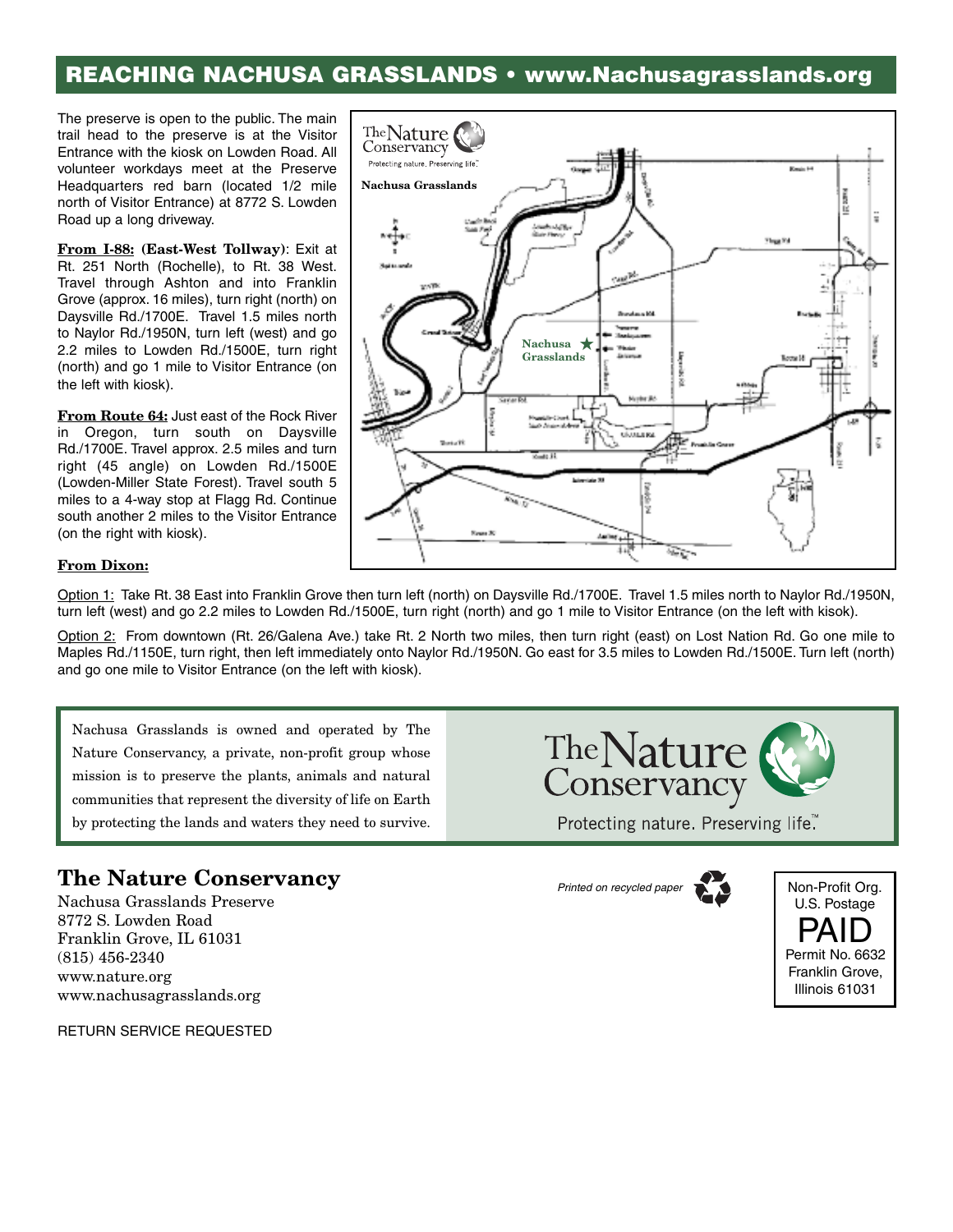## REACHING NACHUSA GRASSLANDS • www.Nachusagrasslands.org

The preserve is open to the public. The main trail head to the preserve is at the Visitor Entrance with the kiosk on Lowden Road. All volunteer workdays meet at the Preserve Headquarters red barn (located 1/2 mile north of Visitor Entrance) at 8772 S. Lowden Road up a long driveway.

**From I-88: (East-West Tollway)**: Exit at Rt. 251 North (Rochelle), to Rt. 38 West. Travel through Ashton and into Franklin Grove (approx. 16 miles), turn right (north) on Daysville Rd./1700E. Travel 1.5 miles north to Naylor Rd./1950N, turn left (west) and go 2.2 miles to Lowden Rd./1500E, turn right (north) and go 1 mile to Visitor Entrance (on the left with kiosk).

**From Route 64:** Just east of the Rock River in Oregon, turn south on Daysville Rd./1700E. Travel approx. 2.5 miles and turn right (45 angle) on Lowden Rd./1500E (Lowden-Miller State Forest). Travel south 5 miles to a 4-way stop at Flagg Rd. Continue south another 2 miles to the Visitor Entrance (on the right with kiosk).

**From Dixon:**

Option 1: Take Rt. 38 East into Franklin Grove then turn left (north) on Daysville Rd./1700E. Travel 1.5 miles north to Naylor Rd./1950N, turn left (west) and go 2.2 miles to Lowden Rd./1500E, turn right (north) and go 1 mile to Visitor Entrance (on the left with kisok).

Option 2: From downtown (Rt. 26/Galena Ave.) take Rt. 2 North two miles, then turn right (east) on Lost Nation Rd. Go one mile to Maples Rd./1150E, turn right, then left immediately onto Naylor Rd./1950N. Go east for 3.5 miles to Lowden Rd./1500E. Turn left (north) and go one mile to Visitor Entrance (on the left with kiosk).

The Nature Conservancy
Protecting nature. Preserving life.™
Nachusa Grasslands

Nachusa Grasslands is owned and operated by The Nature Conservancy, a private, non-profit group whose mission is to preserve the plants, animals and natural communities that represent the diversity of life on Earth by protecting the lands and waters they need to survive.

The Nature Conservancy
Protecting nature. Preserving life.™

## The Nature Conservancy

Nachusa Grasslands Preserve
8772 S. Lowden Road
Franklin Grove, IL 61031
(815) 456-2340
www.nature.org
www.nachusagrasslands.org

RETURN SERVICE REQUESTED

*Printed on recycled paper*

Non-Profit Org.
U.S. Postage
PAID
Permit No. 6632
Franklin Grove,
Illinois 61031